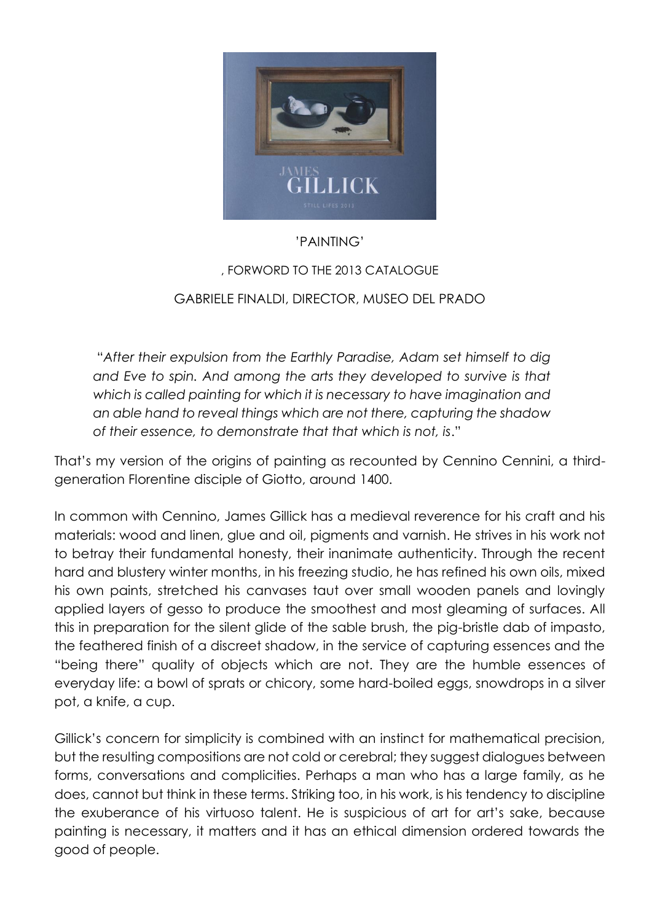'PAINTING'

, FORWORD TO THE 2013 CATALOGUE

GABRIELE FINALDI, DIRECTOR, MUSEO DEL PRADO

> "*After their expulsion from the Earthly Paradise, Adam set himself to dig and Eve to spin. And among the arts they developed to survive is that which is called painting for which it is necessary to have imagination and an able hand to reveal things which are not there, capturing the shadow of their essence, to demonstrate that that which is not, is*."

That's my version of the origins of painting as recounted by Cennino Cennini, a third-generation Florentine disciple of Giotto, around 1400.

In common with Cennino, James Gillick has a medieval reverence for his craft and his materials: wood and linen, glue and oil, pigments and varnish. He strives in his work not to betray their fundamental honesty, their inanimate authenticity. Through the recent hard and blustery winter months, in his freezing studio, he has refined his own oils, mixed his own paints, stretched his canvases taut over small wooden panels and lovingly applied layers of gesso to produce the smoothest and most gleaming of surfaces. All this in preparation for the silent glide of the sable brush, the pig-bristle dab of impasto, the feathered finish of a discreet shadow, in the service of capturing essences and the "being there" quality of objects which are not. They are the humble essences of everyday life: a bowl of sprats or chicory, some hard-boiled eggs, snowdrops in a silver pot, a knife, a cup.

Gillick's concern for simplicity is combined with an instinct for mathematical precision, but the resulting compositions are not cold or cerebral; they suggest dialogues between forms, conversations and complicities. Perhaps a man who has a large family, as he does, cannot but think in these terms. Striking too, in his work, is his tendency to discipline the exuberance of his virtuoso talent. He is suspicious of art for art's sake, because painting is necessary, it matters and it has an ethical dimension ordered towards the good of people.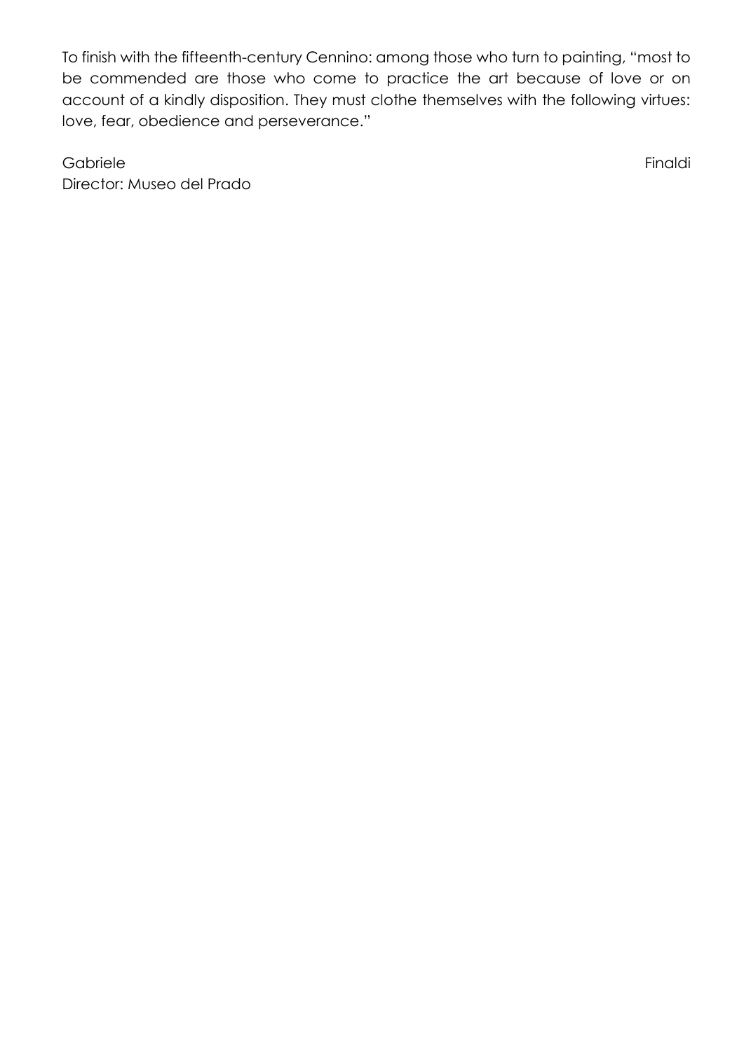To finish with the fifteenth-century Cennino: among those who turn to painting, "most to be commended are those who come to practice the art because of love or on account of a kindly disposition. They must clothe themselves with the following virtues: love, fear, obedience and perseverance."

Gabriele Finaldi
Director: Museo del Prado